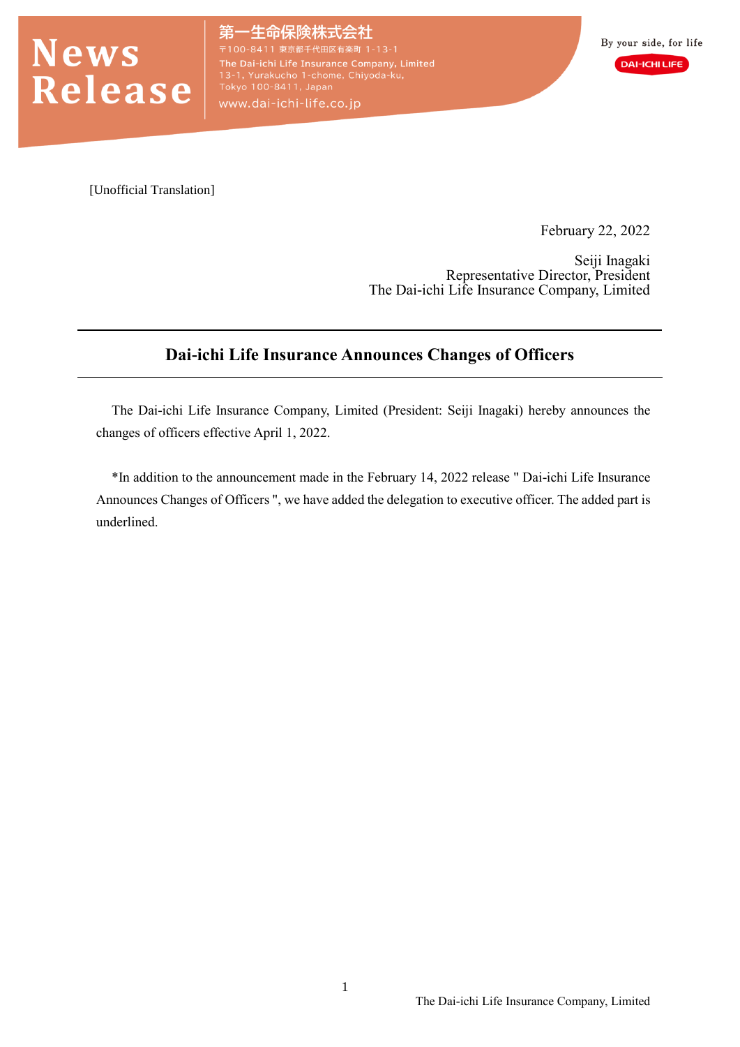第一生命保険株式会社
〒100-8411 東京都千代田区有楽町 1-13-1
The Dai-ichi Life Insurance Company, Limited
13-1, Yurakucho 1-chome, Chiyoda-ku,
Tokyo 100-8411, Japan
www.dai-ichi-life.co.jp

By your side, for life
DAI-ICHI LIFE

[Unofficial Translation]

February 22, 2022

Seiji Inagaki
Representative Director, President
The Dai-ichi Life Insurance Company, Limited

# Dai-ichi Life Insurance Announces Changes of Officers

The Dai-ichi Life Insurance Company, Limited (President: Seiji Inagaki) hereby announces the changes of officers effective April 1, 2022.

*In addition to the announcement made in the February 14, 2022 release " Dai-ichi Life Insurance Announces Changes of Officers ", we have added the delegation to executive officer. The added part is underlined.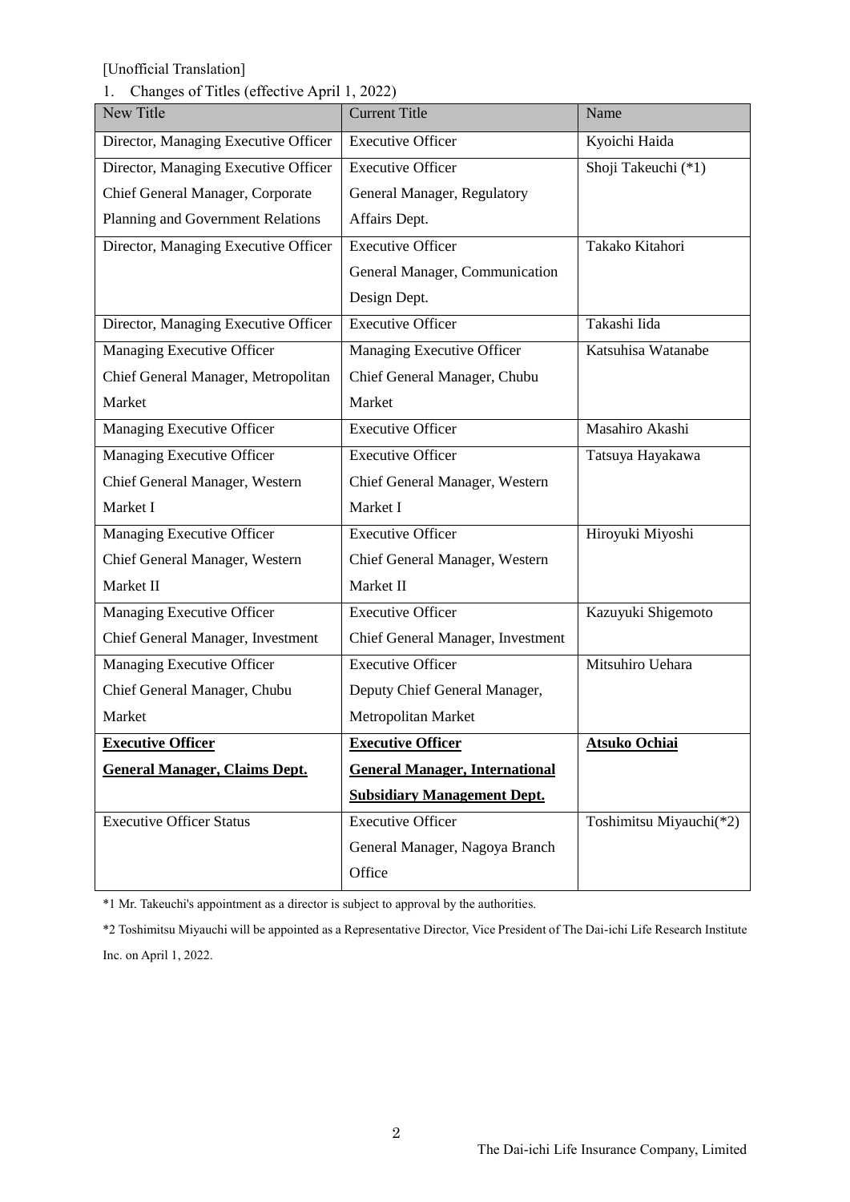[Unofficial Translation]

1. Changes of Titles (effective April 1, 2022)

| New Title | Current Title | Name |
| --- | --- | --- |
| Director, Managing Executive Officer | Executive Officer | Kyoichi Haida |
| Director, Managing Executive Officer Chief General Manager, Corporate Planning and Government Relations | Executive Officer General Manager, Regulatory Affairs Dept. | Shoji Takeuchi (*1) |
| Director, Managing Executive Officer | Executive Officer General Manager, Communication Design Dept. | Takako Kitahori |
| Director, Managing Executive Officer | Executive Officer | Takashi Iida |
| Managing Executive Officer Chief General Manager, Metropolitan Market | Managing Executive Officer Chief General Manager, Chubu Market | Katsuhisa Watanabe |
| Managing Executive Officer | Executive Officer | Masahiro Akashi |
| Managing Executive Officer Chief General Manager, Western Market I | Executive Officer Chief General Manager, Western Market I | Tatsuya Hayakawa |
| Managing Executive Officer Chief General Manager, Western Market II | Executive Officer Chief General Manager, Western Market II | Hiroyuki Miyoshi |
| Managing Executive Officer Chief General Manager, Investment | Executive Officer Chief General Manager, Investment | Kazuyuki Shigemoto |
| Managing Executive Officer Chief General Manager, Chubu Market | Executive Officer Deputy Chief General Manager, Metropolitan Market | Mitsuhiro Uehara |
| **Executive Officer General Manager, Claims Dept.** | **Executive Officer General Manager, International Subsidiary Management Dept.** | **Atsuko Ochiai** |
| Executive Officer Status | Executive Officer General Manager, Nagoya Branch Office | Toshimitsu Miyauchi(*2) |

*1 Mr. Takeuchi's appointment as a director is subject to approval by the authorities.

*2 Toshimitsu Miyauchi will be appointed as a Representative Director, Vice President of The Dai-ichi Life Research Institute Inc. on April 1, 2022.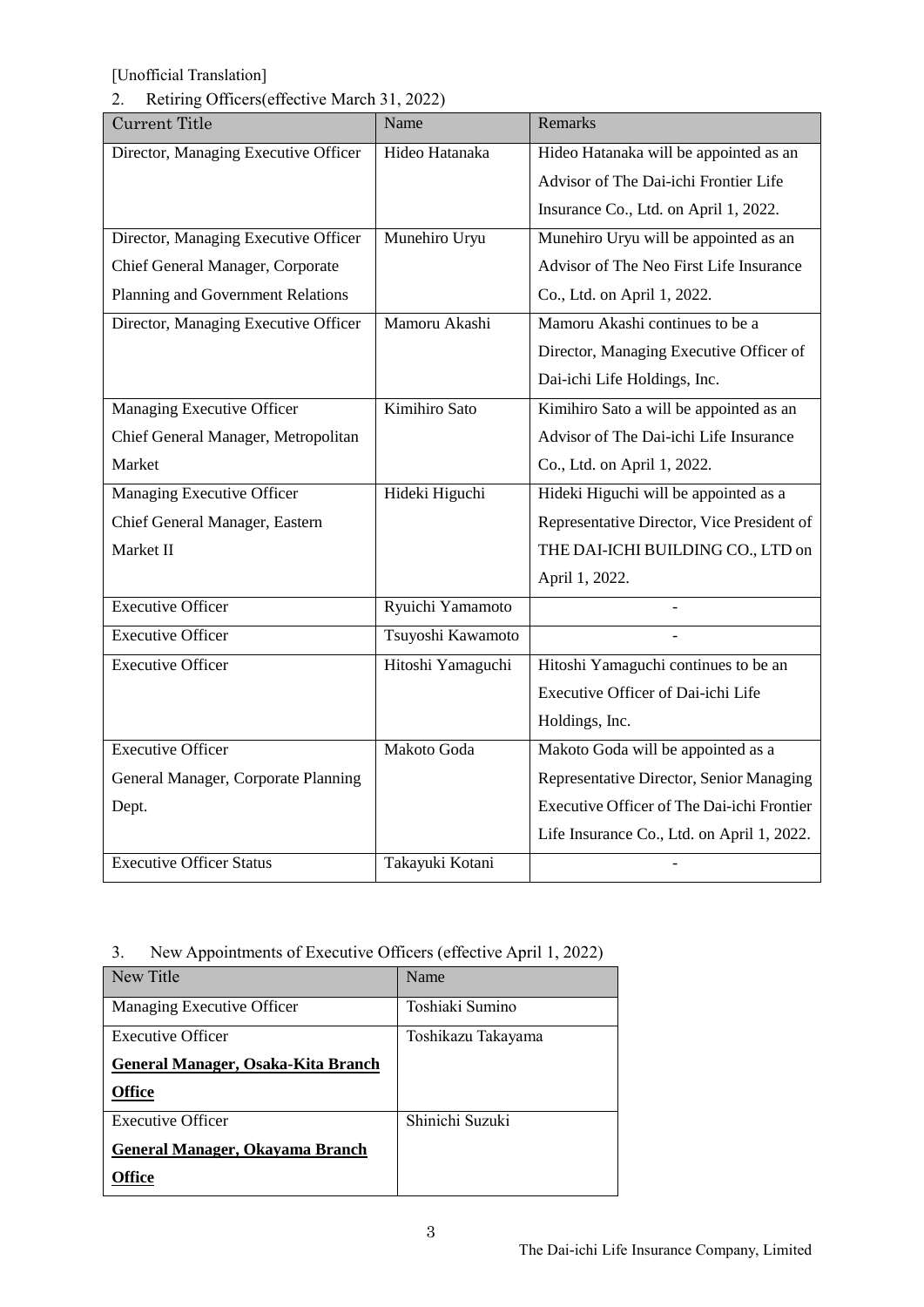[Unofficial Translation]

2. Retiring Officers(effective March 31, 2022)

| Current Title | Name | Remarks |
|---|---|---|
| Director, Managing Executive Officer | Hideo Hatanaka | Hideo Hatanaka will be appointed as an Advisor of The Dai-ichi Frontier Life Insurance Co., Ltd. on April 1, 2022. |
| Director, Managing Executive Officer Chief General Manager, Corporate Planning and Government Relations | Munehiro Uryu | Munehiro Uryu will be appointed as an Advisor of The Neo First Life Insurance Co., Ltd. on April 1, 2022. |
| Director, Managing Executive Officer | Mamoru Akashi | Mamoru Akashi continues to be a Director, Managing Executive Officer of Dai-ichi Life Holdings, Inc. |
| Managing Executive Officer Chief General Manager, Metropolitan Market | Kimihiro Sato | Kimihiro Sato a will be appointed as an Advisor of The Dai-ichi Life Insurance Co., Ltd. on April 1, 2022. |
| Managing Executive Officer Chief General Manager, Eastern Market II | Hideki Higuchi | Hideki Higuchi will be appointed as a Representative Director, Vice President of THE DAI-ICHI BUILDING CO., LTD on April 1, 2022. |
| Executive Officer | Ryuichi Yamamoto | - |
| Executive Officer | Tsuyoshi Kawamoto | - |
| Executive Officer | Hitoshi Yamaguchi | Hitoshi Yamaguchi continues to be an Executive Officer of Dai-ichi Life Holdings, Inc. |
| Executive Officer General Manager, Corporate Planning Dept. | Makoto Goda | Makoto Goda will be appointed as a Representative Director, Senior Managing Executive Officer of The Dai-ichi Frontier Life Insurance Co., Ltd. on April 1, 2022. |
| Executive Officer Status | Takayuki Kotani | - |

3. New Appointments of Executive Officers (effective April 1, 2022)

| New Title | Name |
|---|---|
| Managing Executive Officer | Toshiaki Sumino |
| Executive Officer **General Manager, Osaka-Kita Branch Office** | Toshikazu Takayama |
| Executive Officer **General Manager, Okayama Branch Office** | Shinichi Suzuki |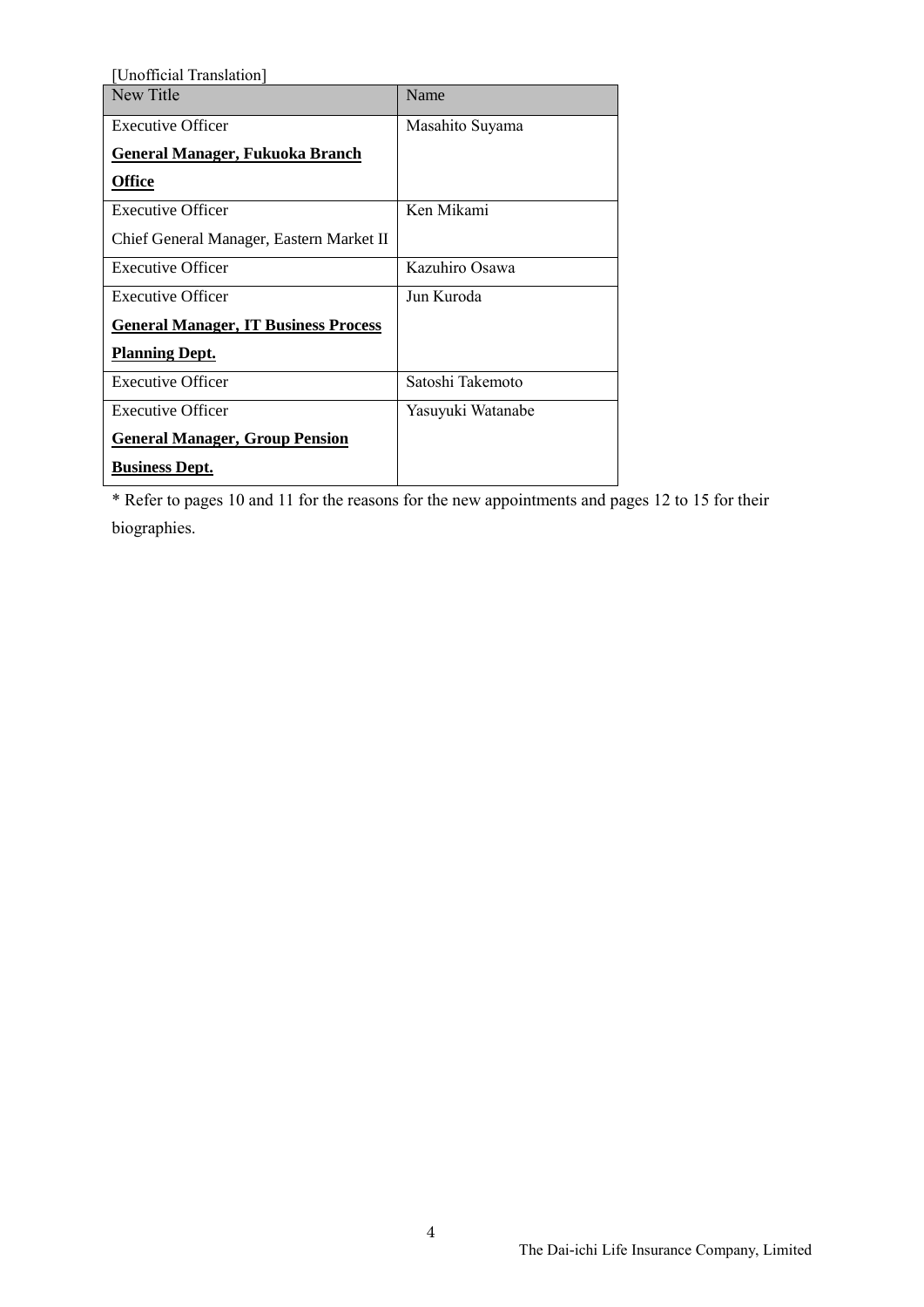[Unofficial Translation]

| New Title | Name |
|---|---|
| Executive Officer<br>**General Manager, Fukuoka Branch Office** | Masahito Suyama |
| Executive Officer<br>Chief General Manager, Eastern Market II | Ken Mikami |
| Executive Officer | Kazuhiro Osawa |
| Executive Officer<br>**General Manager, IT Business Process Planning Dept.** | Jun Kuroda |
| Executive Officer | Satoshi Takemoto |
| Executive Officer<br>**General Manager, Group Pension Business Dept.** | Yasuyuki Watanabe |

* Refer to pages 10 and 11 for the reasons for the new appointments and pages 12 to 15 for their biographies.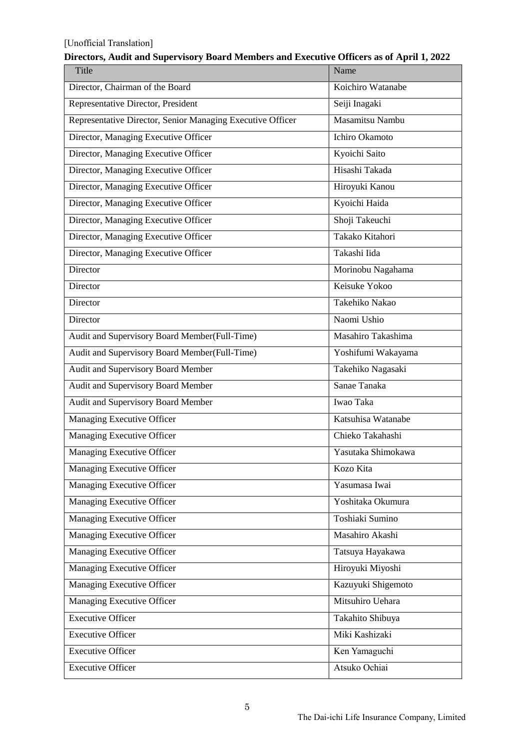[Unofficial Translation]

**Directors, Audit and Supervisory Board Members and Executive Officers as of April 1, 2022**

| Title | Name |
|---|---|
| Director, Chairman of the Board | Koichiro Watanabe |
| Representative Director, President | Seiji Inagaki |
| Representative Director, Senior Managing Executive Officer | Masamitsu Nambu |
| Director, Managing Executive Officer | Ichiro Okamoto |
| Director, Managing Executive Officer | Kyoichi Saito |
| Director, Managing Executive Officer | Hisashi Takada |
| Director, Managing Executive Officer | Hiroyuki Kanou |
| Director, Managing Executive Officer | Kyoichi Haida |
| Director, Managing Executive Officer | Shoji Takeuchi |
| Director, Managing Executive Officer | Takako Kitahori |
| Director, Managing Executive Officer | Takashi Iida |
| Director | Morinobu Nagahama |
| Director | Keisuke Yokoo |
| Director | Takehiko Nakao |
| Director | Naomi Ushio |
| Audit and Supervisory Board Member(Full-Time) | Masahiro Takashima |
| Audit and Supervisory Board Member(Full-Time) | Yoshifumi Wakayama |
| Audit and Supervisory Board Member | Takehiko Nagasaki |
| Audit and Supervisory Board Member | Sanae Tanaka |
| Audit and Supervisory Board Member | Iwao Taka |
| Managing Executive Officer | Katsuhisa Watanabe |
| Managing Executive Officer | Chieko Takahashi |
| Managing Executive Officer | Yasutaka Shimokawa |
| Managing Executive Officer | Kozo Kita |
| Managing Executive Officer | Yasumasa Iwai |
| Managing Executive Officer | Yoshitaka Okumura |
| Managing Executive Officer | Toshiaki Sumino |
| Managing Executive Officer | Masahiro Akashi |
| Managing Executive Officer | Tatsuya Hayakawa |
| Managing Executive Officer | Hiroyuki Miyoshi |
| Managing Executive Officer | Kazuyuki Shigemoto |
| Managing Executive Officer | Mitsuhiro Uehara |
| Executive Officer | Takahito Shibuya |
| Executive Officer | Miki Kashizaki |
| Executive Officer | Ken Yamaguchi |
| Executive Officer | Atsuko Ochiai |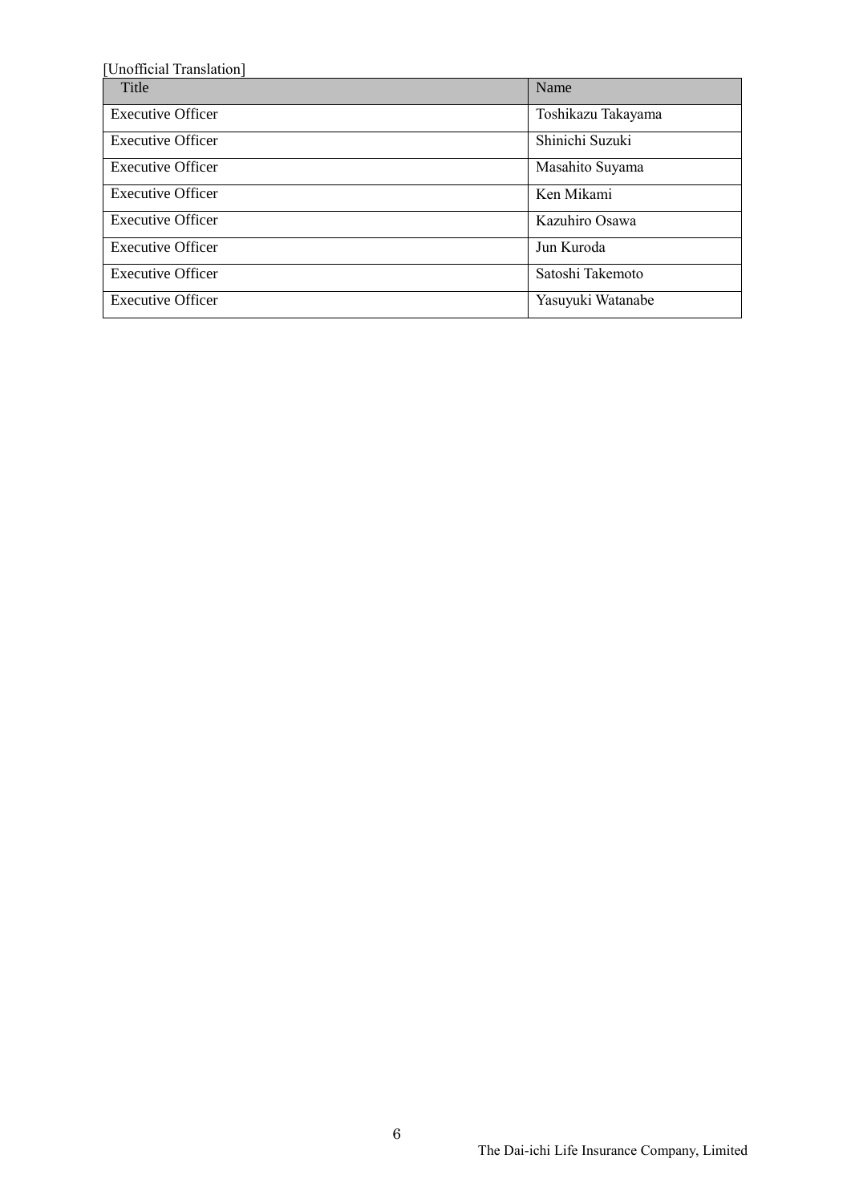[Unofficial Translation]

| Title | Name |
| --- | --- |
| Executive Officer | Toshikazu Takayama |
| Executive Officer | Shinichi Suzuki |
| Executive Officer | Masahito Suyama |
| Executive Officer | Ken Mikami |
| Executive Officer | Kazuhiro Osawa |
| Executive Officer | Jun Kuroda |
| Executive Officer | Satoshi Takemoto |
| Executive Officer | Yasuyuki Watanabe |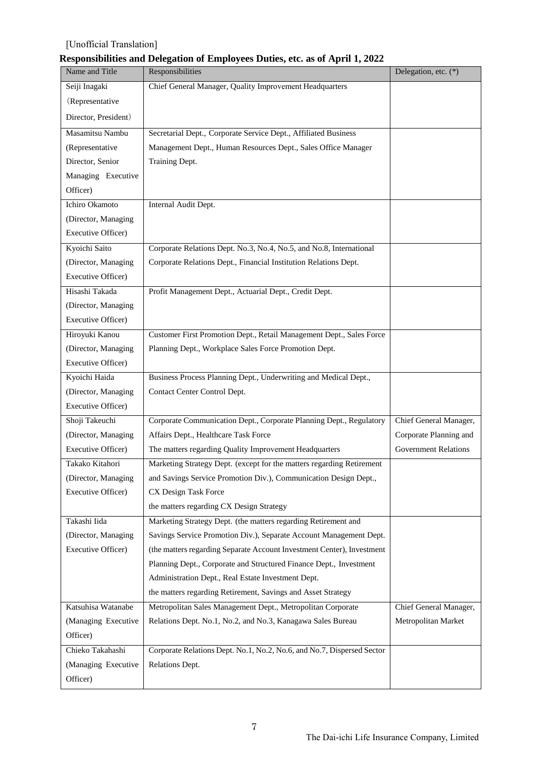[Unofficial Translation]

**Responsibilities and Delegation of Employees Duties, etc. as of April 1, 2022**

| Name and Title | Responsibilities | Delegation, etc. (*) |
|---|---|---|
| Seiji Inagaki (Representative Director, President) | Chief General Manager, Quality Improvement Headquarters | |
| Masamitsu Nambu (Representative Director, Senior Managing Executive Officer) | Secretarial Dept., Corporate Service Dept., Affiliated Business Management Dept., Human Resources Dept., Sales Office Manager Training Dept. | |
| Ichiro Okamoto (Director, Managing Executive Officer) | Internal Audit Dept. | |
| Kyoichi Saito (Director, Managing Executive Officer) | Corporate Relations Dept. No.3, No.4, No.5, and No.8, International Corporate Relations Dept., Financial Institution Relations Dept. | |
| Hisashi Takada (Director, Managing Executive Officer) | Profit Management Dept., Actuarial Dept., Credit Dept. | |
| Hiroyuki Kanou (Director, Managing Executive Officer) | Customer First Promotion Dept., Retail Management Dept., Sales Force Planning Dept., Workplace Sales Force Promotion Dept. | |
| Kyoichi Haida (Director, Managing Executive Officer) | Business Process Planning Dept., Underwriting and Medical Dept., Contact Center Control Dept. | |
| Shoji Takeuchi (Director, Managing Executive Officer) | Corporate Communication Dept., Corporate Planning Dept., Regulatory Affairs Dept., Healthcare Task Force<br>The matters regarding Quality Improvement Headquarters | Chief General Manager, Corporate Planning and Government Relations |
| Takako Kitahori (Director, Managing Executive Officer) | Marketing Strategy Dept. (except for the matters regarding Retirement and Savings Service Promotion Div.), Communication Design Dept., CX Design Task Force<br>the matters regarding CX Design Strategy | |
| Takashi Iida (Director, Managing Executive Officer) | Marketing Strategy Dept. (the matters regarding Retirement and Savings Service Promotion Div.), Separate Account Management Dept. (the matters regarding Separate Account Investment Center), Investment Planning Dept., Corporate and Structured Finance Dept., Investment Administration Dept., Real Estate Investment Dept.<br>the matters regarding Retirement, Savings and Asset Strategy | |
| Katsuhisa Watanabe (Managing Executive Officer) | Metropolitan Sales Management Dept., Metropolitan Corporate Relations Dept. No.1, No.2, and No.3, Kanagawa Sales Bureau | Chief General Manager, Metropolitan Market |
| Chieko Takahashi (Managing Executive Officer) | Corporate Relations Dept. No.1, No.2, No.6, and No.7, Dispersed Sector Relations Dept. | |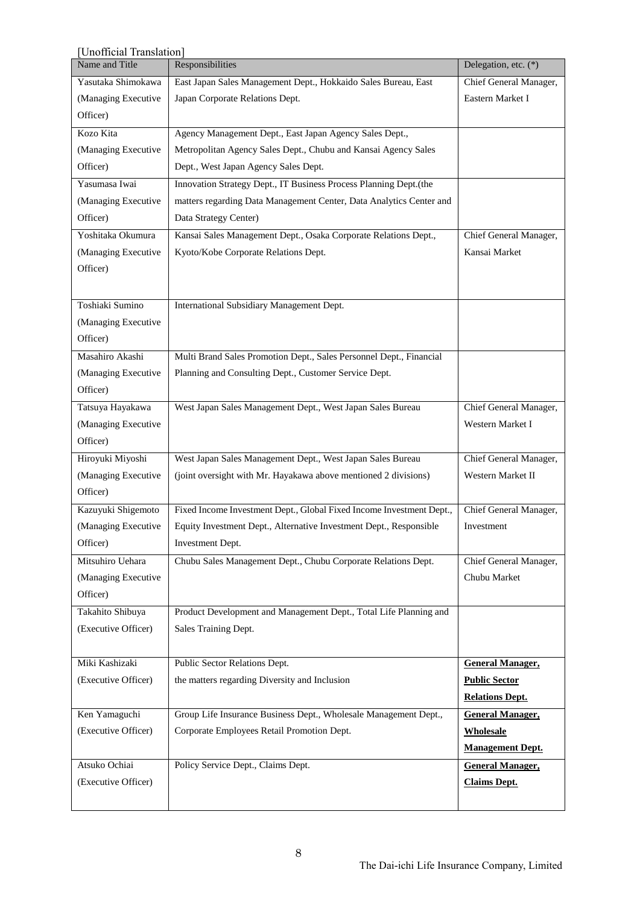[Unofficial Translation]

| Name and Title | Responsibilities | Delegation, etc. (*) |
|---|---|---|
| Yasutaka Shimokawa (Managing Executive Officer) | East Japan Sales Management Dept., Hokkaido Sales Bureau, East Japan Corporate Relations Dept. | Chief General Manager, Eastern Market I |
| Kozo Kita (Managing Executive Officer) | Agency Management Dept., East Japan Agency Sales Dept., Metropolitan Agency Sales Dept., Chubu and Kansai Agency Sales Dept., West Japan Agency Sales Dept. | |
| Yasumasa Iwai (Managing Executive Officer) | Innovation Strategy Dept., IT Business Process Planning Dept.(the matters regarding Data Management Center, Data Analytics Center and Data Strategy Center) | |
| Yoshitaka Okumura (Managing Executive Officer) | Kansai Sales Management Dept., Osaka Corporate Relations Dept., Kyoto/Kobe Corporate Relations Dept. | Chief General Manager, Kansai Market |
| Toshiaki Sumino (Managing Executive Officer) | International Subsidiary Management Dept. | |
| Masahiro Akashi (Managing Executive Officer) | Multi Brand Sales Promotion Dept., Sales Personnel Dept., Financial Planning and Consulting Dept., Customer Service Dept. | |
| Tatsuya Hayakawa (Managing Executive Officer) | West Japan Sales Management Dept., West Japan Sales Bureau | Chief General Manager, Western Market I |
| Hiroyuki Miyoshi (Managing Executive Officer) | West Japan Sales Management Dept., West Japan Sales Bureau (joint oversight with Mr. Hayakawa above mentioned 2 divisions) | Chief General Manager, Western Market II |
| Kazuyuki Shigemoto (Managing Executive Officer) | Fixed Income Investment Dept., Global Fixed Income Investment Dept., Equity Investment Dept., Alternative Investment Dept., Responsible Investment Dept. | Chief General Manager, Investment |
| Mitsuhiro Uehara (Managing Executive Officer) | Chubu Sales Management Dept., Chubu Corporate Relations Dept. | Chief General Manager, Chubu Market |
| Takahito Shibuya (Executive Officer) | Product Development and Management Dept., Total Life Planning and Sales Training Dept. | |
| Miki Kashizaki (Executive Officer) | Public Sector Relations Dept. the matters regarding Diversity and Inclusion | **General Manager, Public Sector Relations Dept.** |
| Ken Yamaguchi (Executive Officer) | Group Life Insurance Business Dept., Wholesale Management Dept., Corporate Employees Retail Promotion Dept. | **General Manager, Wholesale Management Dept.** |
| Atsuko Ochiai (Executive Officer) | Policy Service Dept., Claims Dept. | **General Manager, Claims Dept.** |

The Dai-ichi Life Insurance Company, Limited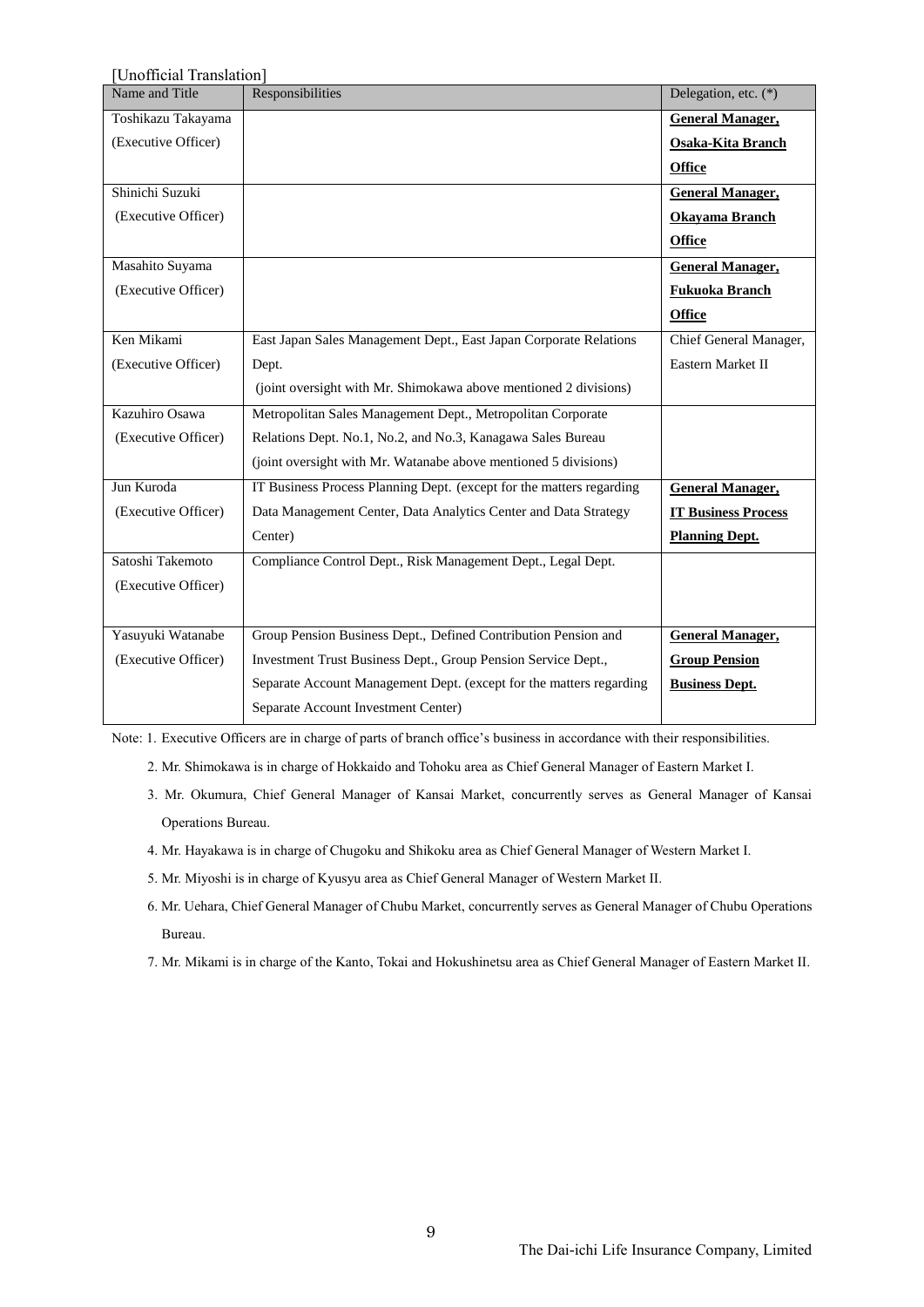[Unofficial Translation]

| Name and Title | Responsibilities | Delegation, etc. (*) |
|---|---|---|
| Toshikazu Takayama (Executive Officer) | | **General Manager, Osaka-Kita Branch Office** |
| Shinichi Suzuki (Executive Officer) | | **General Manager, Okayama Branch Office** |
| Masahito Suyama (Executive Officer) | | **General Manager, Fukuoka Branch Office** |
| Ken Mikami (Executive Officer) | East Japan Sales Management Dept., East Japan Corporate Relations Dept. (joint oversight with Mr. Shimokawa above mentioned 2 divisions) | Chief General Manager, Eastern Market II |
| Kazuhiro Osawa (Executive Officer) | Metropolitan Sales Management Dept., Metropolitan Corporate Relations Dept. No.1, No.2, and No.3, Kanagawa Sales Bureau (joint oversight with Mr. Watanabe above mentioned 5 divisions) | |
| Jun Kuroda (Executive Officer) | IT Business Process Planning Dept. (except for the matters regarding Data Management Center, Data Analytics Center and Data Strategy Center) | **General Manager, IT Business Process Planning Dept.** |
| Satoshi Takemoto (Executive Officer) | Compliance Control Dept., Risk Management Dept., Legal Dept. | |
| Yasuyuki Watanabe (Executive Officer) | Group Pension Business Dept., Defined Contribution Pension and Investment Trust Business Dept., Group Pension Service Dept., Separate Account Management Dept. (except for the matters regarding Separate Account Investment Center) | **General Manager, Group Pension Business Dept.** |

Note: 1. Executive Officers are in charge of parts of branch office's business in accordance with their responsibilities.

2. Mr. Shimokawa is in charge of Hokkaido and Tohoku area as Chief General Manager of Eastern Market I.

3. Mr. Okumura, Chief General Manager of Kansai Market, concurrently serves as General Manager of Kansai Operations Bureau.

4. Mr. Hayakawa is in charge of Chugoku and Shikoku area as Chief General Manager of Western Market I.

5. Mr. Miyoshi is in charge of Kyusyu area as Chief General Manager of Western Market II.

6. Mr. Uehara, Chief General Manager of Chubu Market, concurrently serves as General Manager of Chubu Operations Bureau.

7. Mr. Mikami is in charge of the Kanto, Tokai and Hokushinetsu area as Chief General Manager of Eastern Market II.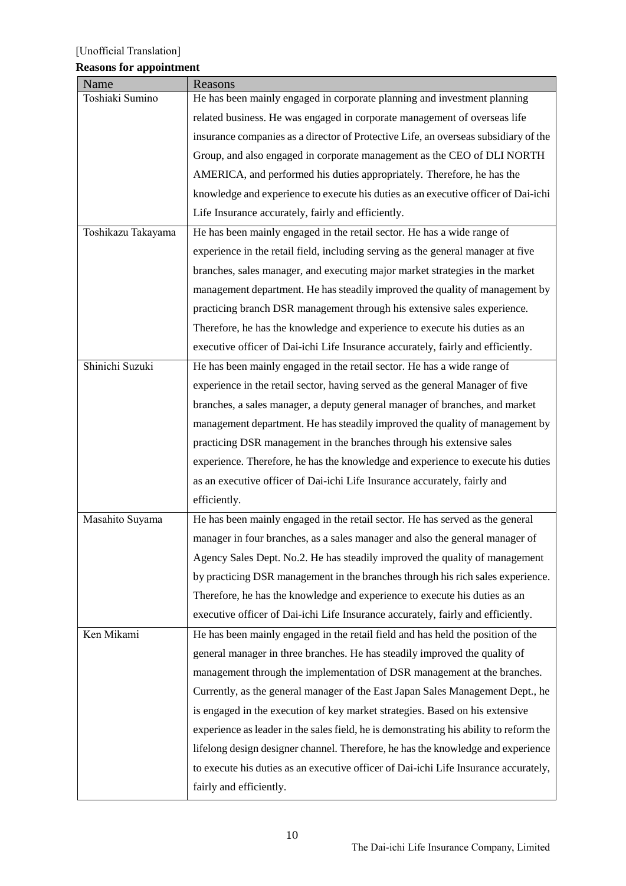[Unofficial Translation]

**Reasons for appointment**

| Name | Reasons |
|---|---|
| Toshiaki Sumino | He has been mainly engaged in corporate planning and investment planning related business. He was engaged in corporate management of overseas life insurance companies as a director of Protective Life, an overseas subsidiary of the Group, and also engaged in corporate management as the CEO of DLI NORTH AMERICA, and performed his duties appropriately. Therefore, he has the knowledge and experience to execute his duties as an executive officer of Dai-ichi Life Insurance accurately, fairly and efficiently. |
| Toshikazu Takayama | He has been mainly engaged in the retail sector. He has a wide range of experience in the retail field, including serving as the general manager at five branches, sales manager, and executing major market strategies in the market management department. He has steadily improved the quality of management by practicing branch DSR management through his extensive sales experience. Therefore, he has the knowledge and experience to execute his duties as an executive officer of Dai-ichi Life Insurance accurately, fairly and efficiently. |
| Shinichi Suzuki | He has been mainly engaged in the retail sector. He has a wide range of experience in the retail sector, having served as the general Manager of five branches, a sales manager, a deputy general manager of branches, and market management department. He has steadily improved the quality of management by practicing DSR management in the branches through his extensive sales experience. Therefore, he has the knowledge and experience to execute his duties as an executive officer of Dai-ichi Life Insurance accurately, fairly and efficiently. |
| Masahito Suyama | He has been mainly engaged in the retail sector. He has served as the general manager in four branches, as a sales manager and also the general manager of Agency Sales Dept. No.2. He has steadily improved the quality of management by practicing DSR management in the branches through his rich sales experience. Therefore, he has the knowledge and experience to execute his duties as an executive officer of Dai-ichi Life Insurance accurately, fairly and efficiently. |
| Ken Mikami | He has been mainly engaged in the retail field and has held the position of the general manager in three branches. He has steadily improved the quality of management through the implementation of DSR management at the branches. Currently, as the general manager of the East Japan Sales Management Dept., he is engaged in the execution of key market strategies. Based on his extensive experience as leader in the sales field, he is demonstrating his ability to reform the lifelong design designer channel. Therefore, he has the knowledge and experience to execute his duties as an executive officer of Dai-ichi Life Insurance accurately, fairly and efficiently. |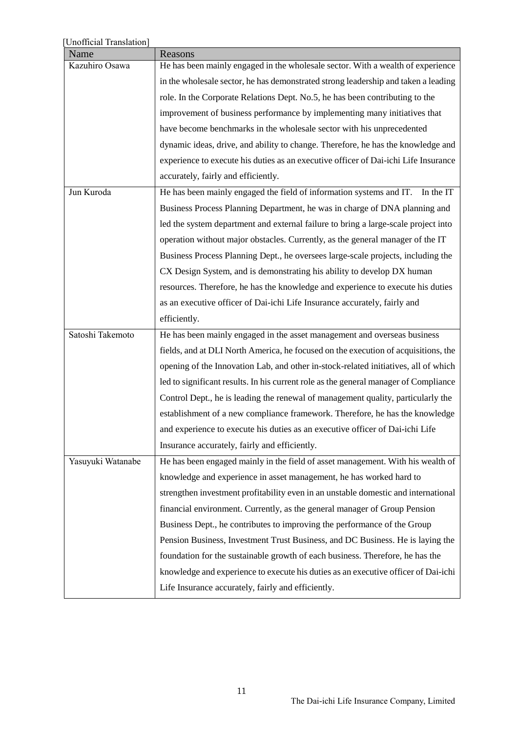[Unofficial Translation]

| Name | Reasons |
|---|---|
| Kazuhiro Osawa | He has been mainly engaged in the wholesale sector. With a wealth of experience in the wholesale sector, he has demonstrated strong leadership and taken a leading role. In the Corporate Relations Dept. No.5, he has been contributing to the improvement of business performance by implementing many initiatives that have become benchmarks in the wholesale sector with his unprecedented dynamic ideas, drive, and ability to change. Therefore, he has the knowledge and experience to execute his duties as an executive officer of Dai-ichi Life Insurance accurately, fairly and efficiently. |
| Jun Kuroda | He has been mainly engaged the field of information systems and IT. In the IT Business Process Planning Department, he was in charge of DNA planning and led the system department and external failure to bring a large-scale project into operation without major obstacles. Currently, as the general manager of the IT Business Process Planning Dept., he oversees large-scale projects, including the CX Design System, and is demonstrating his ability to develop DX human resources. Therefore, he has the knowledge and experience to execute his duties as an executive officer of Dai-ichi Life Insurance accurately, fairly and efficiently. |
| Satoshi Takemoto | He has been mainly engaged in the asset management and overseas business fields, and at DLI North America, he focused on the execution of acquisitions, the opening of the Innovation Lab, and other in-stock-related initiatives, all of which led to significant results. In his current role as the general manager of Compliance Control Dept., he is leading the renewal of management quality, particularly the establishment of a new compliance framework. Therefore, he has the knowledge and experience to execute his duties as an executive officer of Dai-ichi Life Insurance accurately, fairly and efficiently. |
| Yasuyuki Watanabe | He has been engaged mainly in the field of asset management. With his wealth of knowledge and experience in asset management, he has worked hard to strengthen investment profitability even in an unstable domestic and international financial environment. Currently, as the general manager of Group Pension Business Dept., he contributes to improving the performance of the Group Pension Business, Investment Trust Business, and DC Business. He is laying the foundation for the sustainable growth of each business. Therefore, he has the knowledge and experience to execute his duties as an executive officer of Dai-ichi Life Insurance accurately, fairly and efficiently. |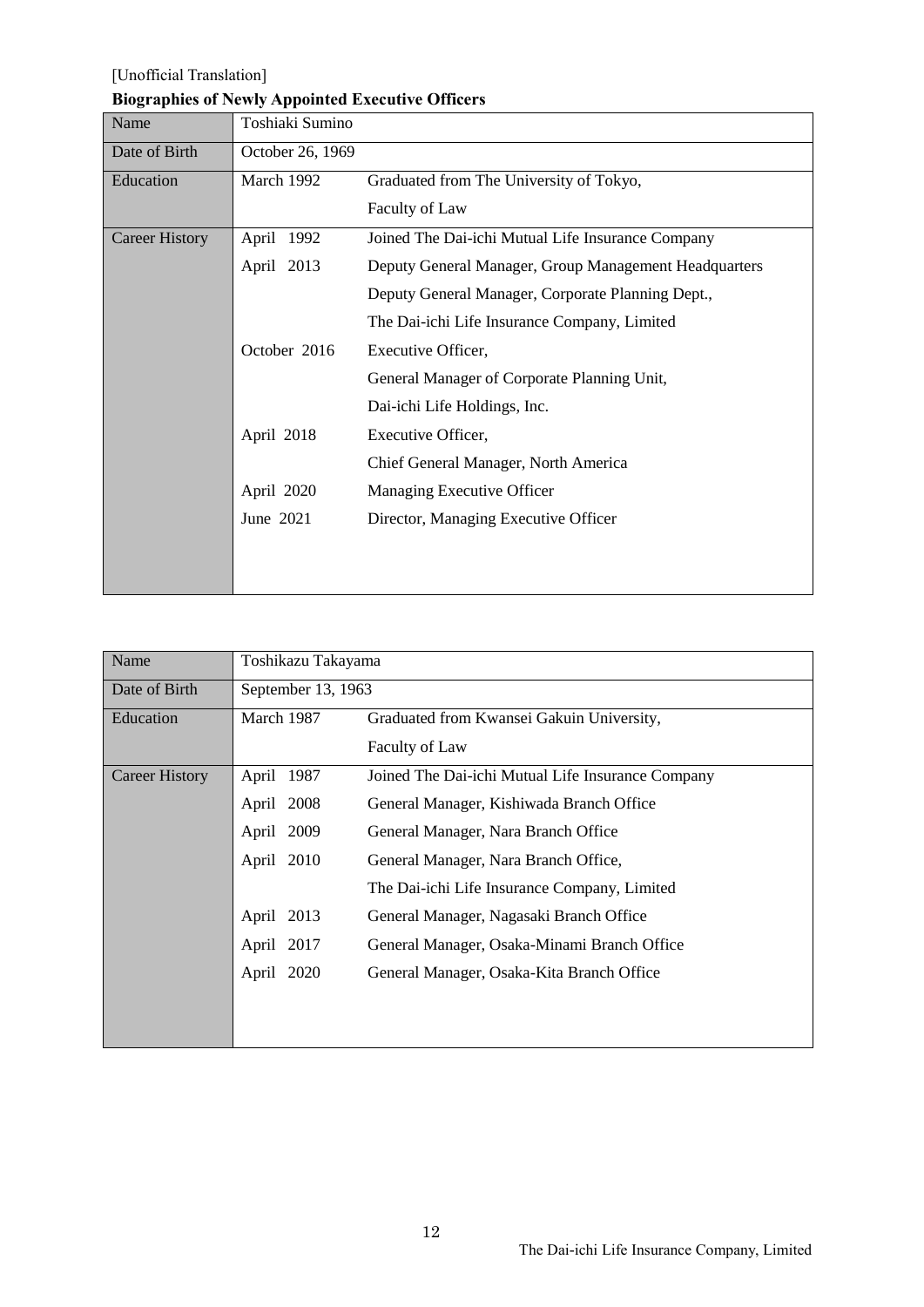[Unofficial Translation]

**Biographies of Newly Appointed Executive Officers**

| Name | Toshiaki Sumino | |
|---|---|---|
| Date of Birth | October 26, 1969 | |
| Education | March 1992 | Graduated from The University of Tokyo, Faculty of Law |
| Career History | April 1992 | Joined The Dai-ichi Mutual Life Insurance Company |
| | April 2013 | Deputy General Manager, Group Management Headquarters Deputy General Manager, Corporate Planning Dept., The Dai-ichi Life Insurance Company, Limited |
| | October 2016 | Executive Officer, General Manager of Corporate Planning Unit, Dai-ichi Life Holdings, Inc. |
| | April 2018 | Executive Officer, Chief General Manager, North America |
| | April 2020 | Managing Executive Officer |
| | June 2021 | Director, Managing Executive Officer |

| Name | Toshikazu Takayama | |
|---|---|---|
| Date of Birth | September 13, 1963 | |
| Education | March 1987 | Graduated from Kwansei Gakuin University, Faculty of Law |
| Career History | April 1987 | Joined The Dai-ichi Mutual Life Insurance Company |
| | April 2008 | General Manager, Kishiwada Branch Office |
| | April 2009 | General Manager, Nara Branch Office |
| | April 2010 | General Manager, Nara Branch Office, The Dai-ichi Life Insurance Company, Limited |
| | April 2013 | General Manager, Nagasaki Branch Office |
| | April 2017 | General Manager, Osaka-Minami Branch Office |
| | April 2020 | General Manager, Osaka-Kita Branch Office |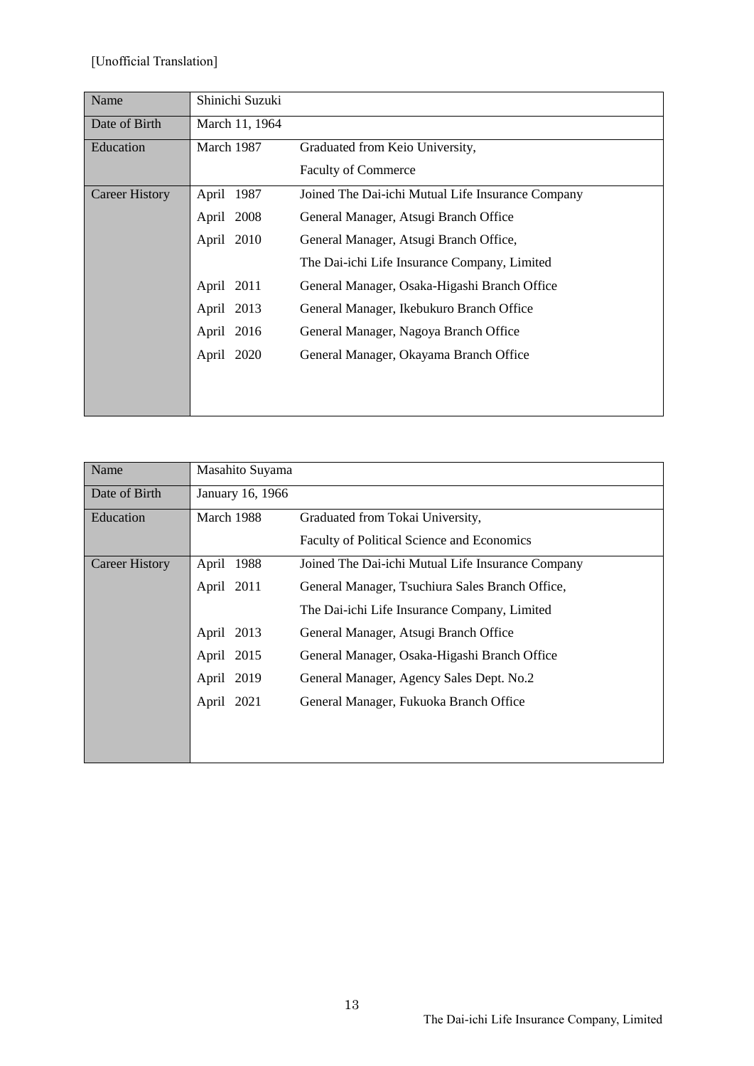[Unofficial Translation]

| Name | Shinichi Suzuki | |
|---|---|---|
| Date of Birth | March 11, 1964 | |
| Education | March 1987 | Graduated from Keio University, Faculty of Commerce |
| Career History | April 1987 | Joined The Dai-ichi Mutual Life Insurance Company |
| | April 2008 | General Manager, Atsugi Branch Office |
| | April 2010 | General Manager, Atsugi Branch Office, The Dai-ichi Life Insurance Company, Limited |
| | April 2011 | General Manager, Osaka-Higashi Branch Office |
| | April 2013 | General Manager, Ikebukuro Branch Office |
| | April 2016 | General Manager, Nagoya Branch Office |
| | April 2020 | General Manager, Okayama Branch Office |

| Name | Masahito Suyama | |
|---|---|---|
| Date of Birth | January 16, 1966 | |
| Education | March 1988 | Graduated from Tokai University, Faculty of Political Science and Economics |
| Career History | April 1988 | Joined The Dai-ichi Mutual Life Insurance Company |
| | April 2011 | General Manager, Tsuchiura Sales Branch Office, The Dai-ichi Life Insurance Company, Limited |
| | April 2013 | General Manager, Atsugi Branch Office |
| | April 2015 | General Manager, Osaka-Higashi Branch Office |
| | April 2019 | General Manager, Agency Sales Dept. No.2 |
| | April 2021 | General Manager, Fukuoka Branch Office |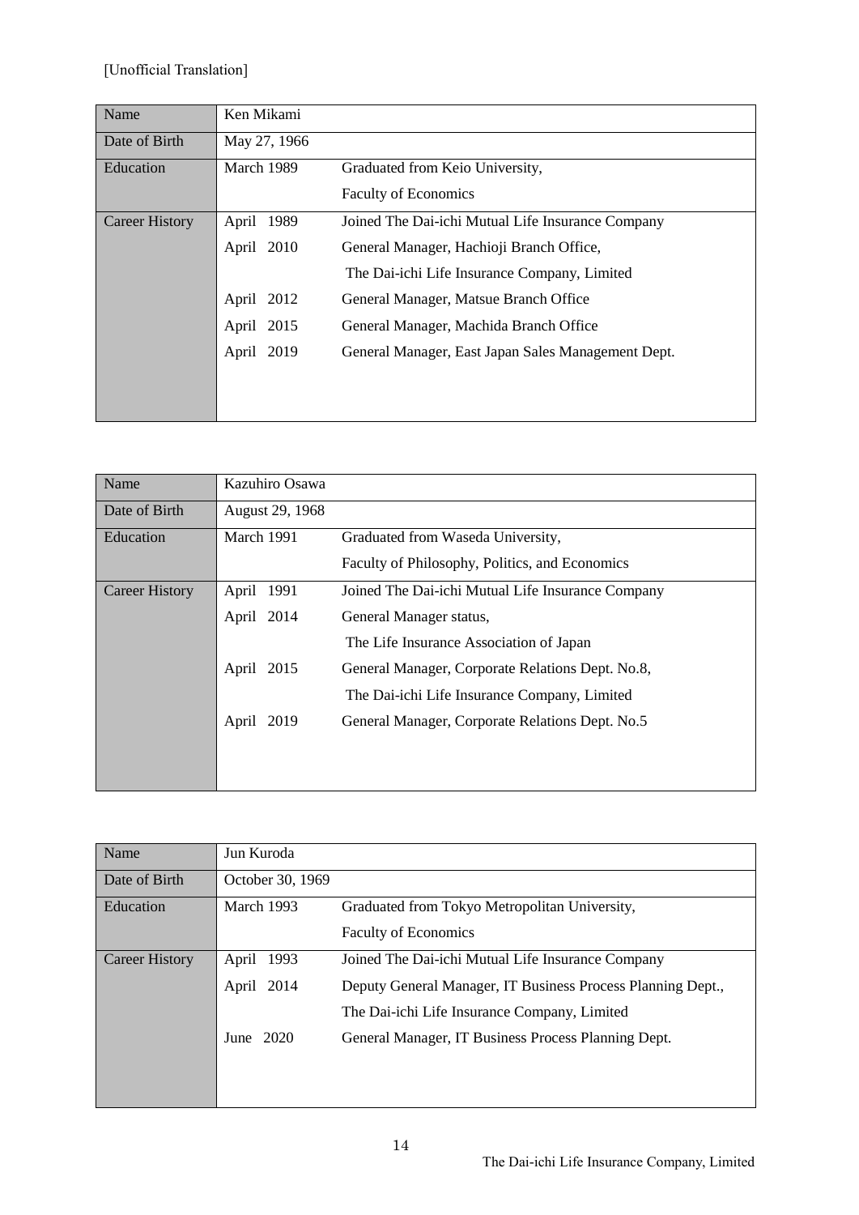[Unofficial Translation]

| Name | Ken Mikami | |
|---|---|---|
| Date of Birth | May 27, 1966 | |
| Education | March 1989 | Graduated from Keio University, Faculty of Economics |
| Career History | April 1989 | Joined The Dai-ichi Mutual Life Insurance Company |
| | April 2010 | General Manager, Hachioji Branch Office, The Dai-ichi Life Insurance Company, Limited |
| | April 2012 | General Manager, Matsue Branch Office |
| | April 2015 | General Manager, Machida Branch Office |
| | April 2019 | General Manager, East Japan Sales Management Dept. |

| Name | Kazuhiro Osawa | |
|---|---|---|
| Date of Birth | August 29, 1968 | |
| Education | March 1991 | Graduated from Waseda University, Faculty of Philosophy, Politics, and Economics |
| Career History | April 1991 | Joined The Dai-ichi Mutual Life Insurance Company |
| | April 2014 | General Manager status, The Life Insurance Association of Japan |
| | April 2015 | General Manager, Corporate Relations Dept. No.8, The Dai-ichi Life Insurance Company, Limited |
| | April 2019 | General Manager, Corporate Relations Dept. No.5 |

| Name | Jun Kuroda | |
|---|---|---|
| Date of Birth | October 30, 1969 | |
| Education | March 1993 | Graduated from Tokyo Metropolitan University, Faculty of Economics |
| Career History | April 1993 | Joined The Dai-ichi Mutual Life Insurance Company |
| | April 2014 | Deputy General Manager, IT Business Process Planning Dept., The Dai-ichi Life Insurance Company, Limited |
| | June 2020 | General Manager, IT Business Process Planning Dept. |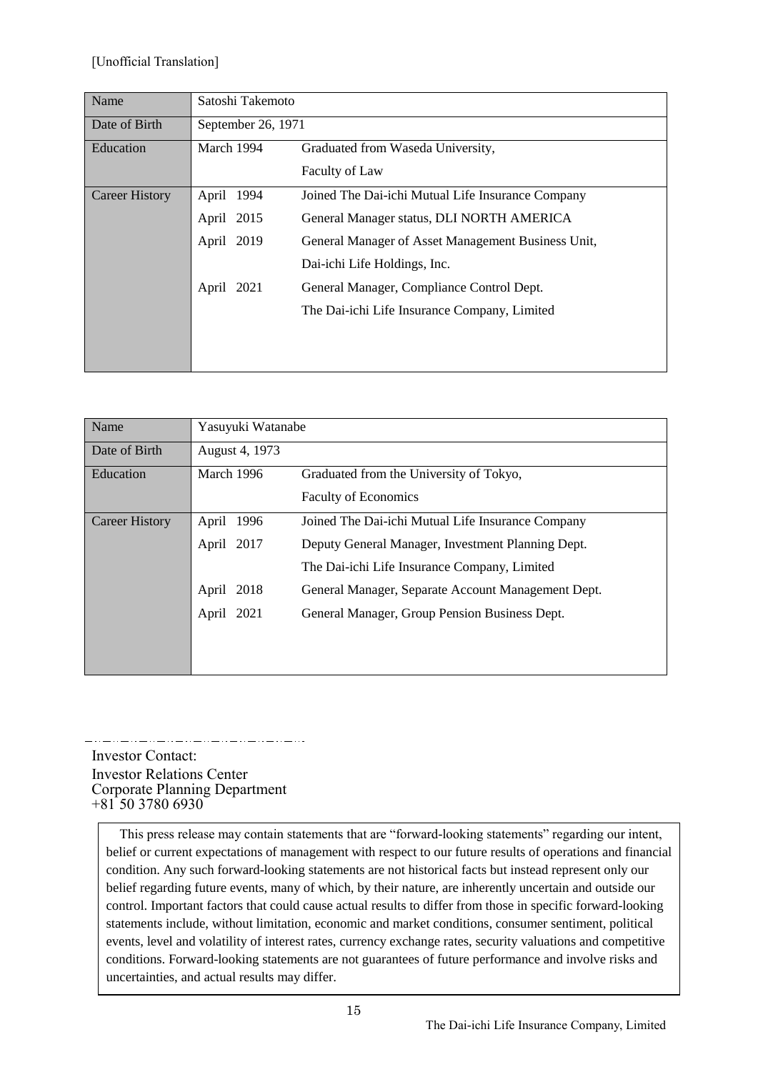[Unofficial Translation]

| | | |
|---|---|---|
| Name | Satoshi Takemoto | |
| Date of Birth | September 26, 1971 | |
| Education | March 1994 | Graduated from Waseda University, Faculty of Law |
| Career History | April 1994 | Joined The Dai-ichi Mutual Life Insurance Company |
| | April 2015 | General Manager status, DLI NORTH AMERICA |
| | April 2019 | General Manager of Asset Management Business Unit, Dai-ichi Life Holdings, Inc. |
| | April 2021 | General Manager, Compliance Control Dept. The Dai-ichi Life Insurance Company, Limited |

| | | |
|---|---|---|
| Name | Yasuyuki Watanabe | |
| Date of Birth | August 4, 1973 | |
| Education | March 1996 | Graduated from the University of Tokyo, Faculty of Economics |
| Career History | April 1996 | Joined The Dai-ichi Mutual Life Insurance Company |
| | April 2017 | Deputy General Manager, Investment Planning Dept. The Dai-ichi Life Insurance Company, Limited |
| | April 2018 | General Manager, Separate Account Management Dept. |
| | April 2021 | General Manager, Group Pension Business Dept. |

Investor Contact:
Investor Relations Center
Corporate Planning Department
+81 50 3780 6930

This press release may contain statements that are "forward-looking statements" regarding our intent, belief or current expectations of management with respect to our future results of operations and financial condition. Any such forward-looking statements are not historical facts but instead represent only our belief regarding future events, many of which, by their nature, are inherently uncertain and outside our control. Important factors that could cause actual results to differ from those in specific forward-looking statements include, without limitation, economic and market conditions, consumer sentiment, political events, level and volatility of interest rates, currency exchange rates, security valuations and competitive conditions. Forward-looking statements are not guarantees of future performance and involve risks and uncertainties, and actual results may differ.